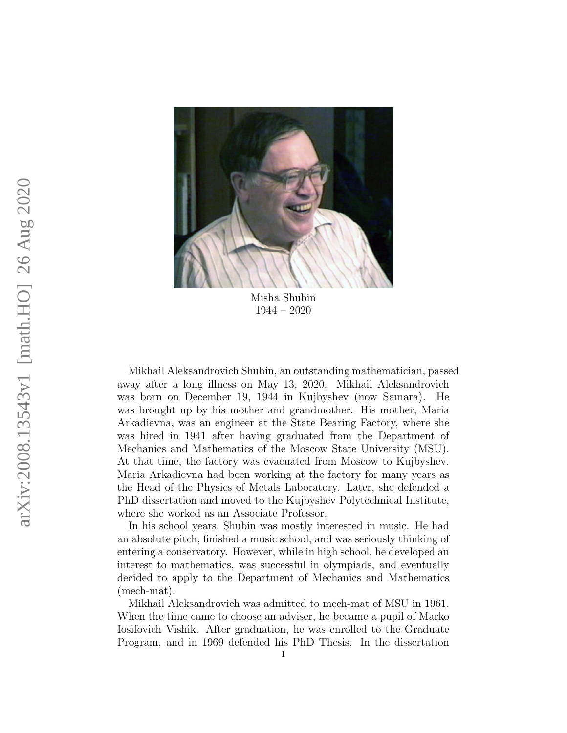Misha Shubin
1944 – 2020

Mikhail Aleksandrovich Shubin, an outstanding mathematician, passed away after a long illness on May 13, 2020. Mikhail Aleksandrovich was born on December 19, 1944 in Kujbyshev (now Samara). He was brought up by his mother and grandmother. His mother, Maria Arkadievna, was an engineer at the State Bearing Factory, where she was hired in 1941 after having graduated from the Department of Mechanics and Mathematics of the Moscow State University (MSU). At that time, the factory was evacuated from Moscow to Kujbyshev. Maria Arkadievna had been working at the factory for many years as the Head of the Physics of Metals Laboratory. Later, she defended a PhD dissertation and moved to the Kujbyshev Polytechnical Institute, where she worked as an Associate Professor.

In his school years, Shubin was mostly interested in music. He had an absolute pitch, finished a music school, and was seriously thinking of entering a conservatory. However, while in high school, he developed an interest to mathematics, was successful in olympiads, and eventually decided to apply to the Department of Mechanics and Mathematics (mech-mat).

Mikhail Aleksandrovich was admitted to mech-mat of MSU in 1961. When the time came to choose an adviser, he became a pupil of Marko Iosifovich Vishik. After graduation, he was enrolled to the Graduate Program, and in 1969 defended his PhD Thesis. In the dissertation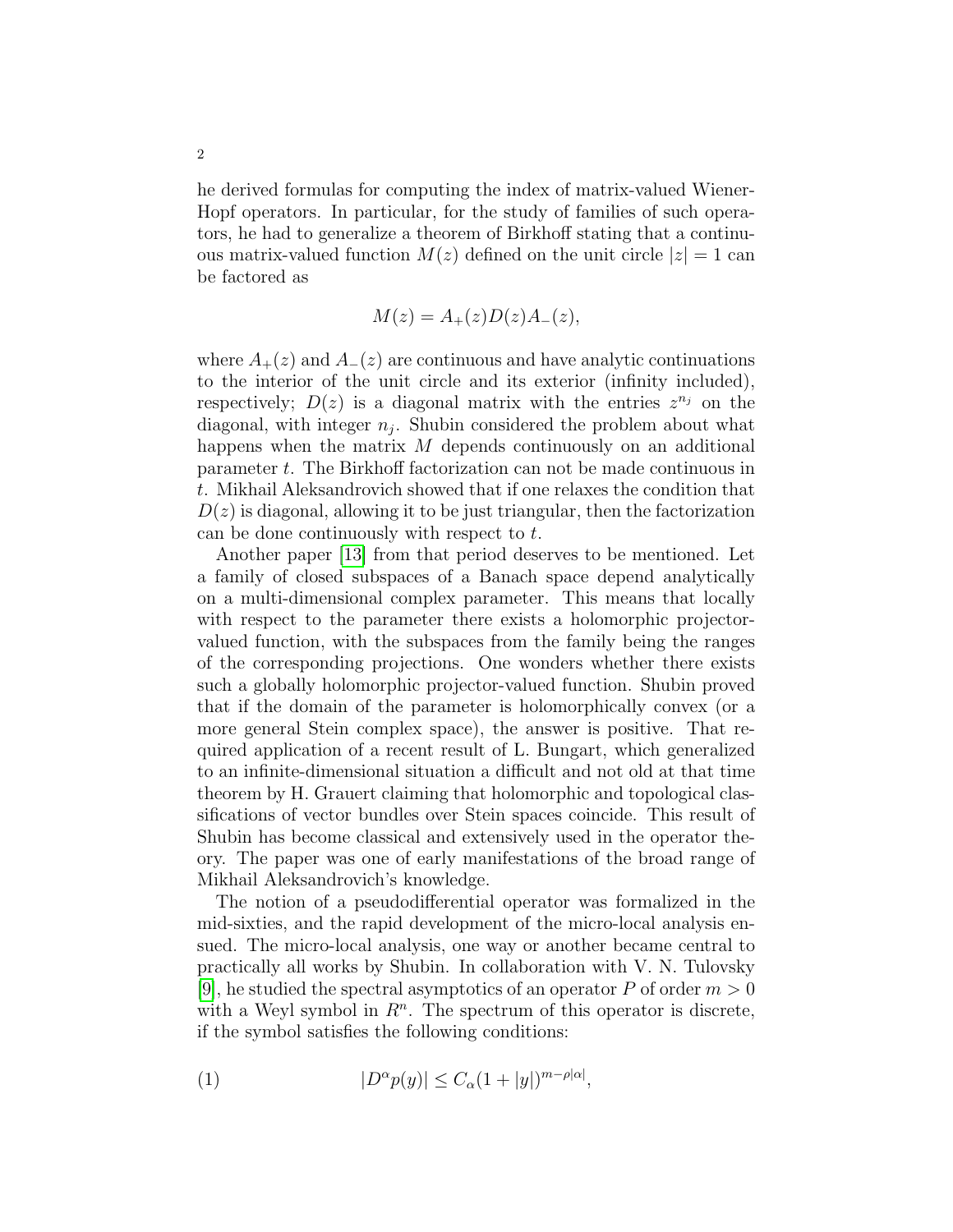he derived formulas for computing the index of matrix-valued Wiener-Hopf operators. In particular, for the study of families of such operators, he had to generalize a theorem of Birkhoff stating that a continuous matrix-valued function $M(z)$ defined on the unit circle $|z| = 1$ can be factored as

$$M(z) = A_+(z)D(z)A_-(z),$$

where $A_+(z)$ and $A_-(z)$ are continuous and have analytic continuations to the interior of the unit circle and its exterior (infinity included), respectively; $D(z)$ is a diagonal matrix with the entries $z^{n_j}$ on the diagonal, with integer $n_j$. Shubin considered the problem about what happens when the matrix $M$ depends continuously on an additional parameter $t$. The Birkhoff factorization can not be made continuous in $t$. Mikhail Aleksandrovich showed that if one relaxes the condition that $D(z)$ is diagonal, allowing it to be just triangular, then the factorization can be done continuously with respect to $t$.

Another paper [13] from that period deserves to be mentioned. Let a family of closed subspaces of a Banach space depend analytically on a multi-dimensional complex parameter. This means that locally with respect to the parameter there exists a holomorphic projector-valued function, with the subspaces from the family being the ranges of the corresponding projections. One wonders whether there exists such a globally holomorphic projector-valued function. Shubin proved that if the domain of the parameter is holomorphically convex (or a more general Stein complex space), the answer is positive. That required application of a recent result of L. Bungart, which generalized to an infinite-dimensional situation a difficult and not old at that time theorem by H. Grauert claiming that holomorphic and topological classifications of vector bundles over Stein spaces coincide. This result of Shubin has become classical and extensively used in the operator theory. The paper was one of early manifestations of the broad range of Mikhail Aleksandrovich's knowledge.

The notion of a pseudodifferential operator was formalized in the mid-sixties, and the rapid development of the micro-local analysis ensued. The micro-local analysis, one way or another became central to practically all works by Shubin. In collaboration with V. N. Tulovsky [9], he studied the spectral asymptotics of an operator $P$ of order $m > 0$ with a Weyl symbol in $R^n$. The spectrum of this operator is discrete, if the symbol satisfies the following conditions:

$$|D^\alpha p(y)| \leq C_\alpha (1 + |y|)^{m - \rho|\alpha|}, \tag{1}$$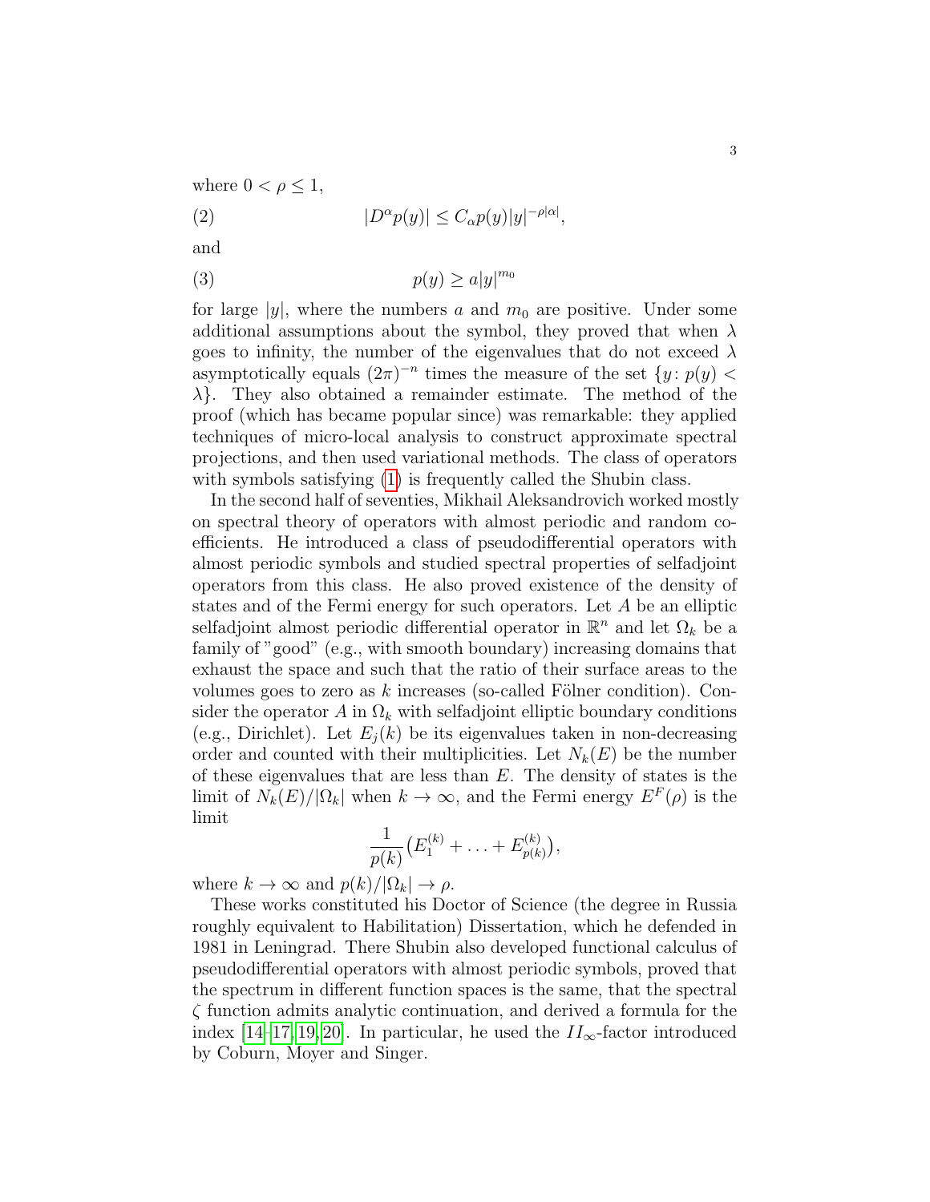where $0 < \rho \leq 1$,

$$|D^\alpha p(y)| \leq C_\alpha p(y)|y|^{-\rho|\alpha|}, \tag{2}$$

and

$$p(y) \geq a|y|^{m_0} \tag{3}$$

for large $|y|$, where the numbers $a$ and $m_0$ are positive. Under some additional assumptions about the symbol, they proved that when $\lambda$ goes to infinity, the number of the eigenvalues that do not exceed $\lambda$ asymptotically equals $(2\pi)^{-n}$ times the measure of the set $\{y\colon p(y) < \lambda\}$. They also obtained a remainder estimate. The method of the proof (which has became popular since) was remarkable: they applied techniques of micro-local analysis to construct approximate spectral projections, and then used variational methods. The class of operators with symbols satisfying (1) is frequently called the Shubin class.

In the second half of seventies, Mikhail Aleksandrovich worked mostly on spectral theory of operators with almost periodic and random coefficients. He introduced a class of pseudodifferential operators with almost periodic symbols and studied spectral properties of selfadjoint operators from this class. He also proved existence of the density of states and of the Fermi energy for such operators. Let $A$ be an elliptic selfadjoint almost periodic differential operator in $\mathbb{R}^n$ and let $\Omega_k$ be a family of "good" (e.g., with smooth boundary) increasing domains that exhaust the space and such that the ratio of their surface areas to the volumes goes to zero as $k$ increases (so-called Fölner condition). Consider the operator $A$ in $\Omega_k$ with selfadjoint elliptic boundary conditions (e.g., Dirichlet). Let $E_j(k)$ be its eigenvalues taken in non-decreasing order and counted with their multiplicities. Let $N_k(E)$ be the number of these eigenvalues that are less than $E$. The density of states is the limit of $N_k(E)/|\Omega_k|$ when $k \to \infty$, and the Fermi energy $E^F(\rho)$ is the limit

$$\frac{1}{p(k)}\big(E_1^{(k)} + \ldots + E_{p(k)}^{(k)}\big),$$

where $k \to \infty$ and $p(k)/|\Omega_k| \to \rho$.

These works constituted his Doctor of Science (the degree in Russia roughly equivalent to Habilitation) Dissertation, which he defended in 1981 in Leningrad. There Shubin also developed functional calculus of pseudodifferential operators with almost periodic symbols, proved that the spectrum in different function spaces is the same, that the spectral $\zeta$ function admits analytic continuation, and derived a formula for the index [14–17, 19, 20]. In particular, he used the $II_\infty$-factor introduced by Coburn, Moyer and Singer.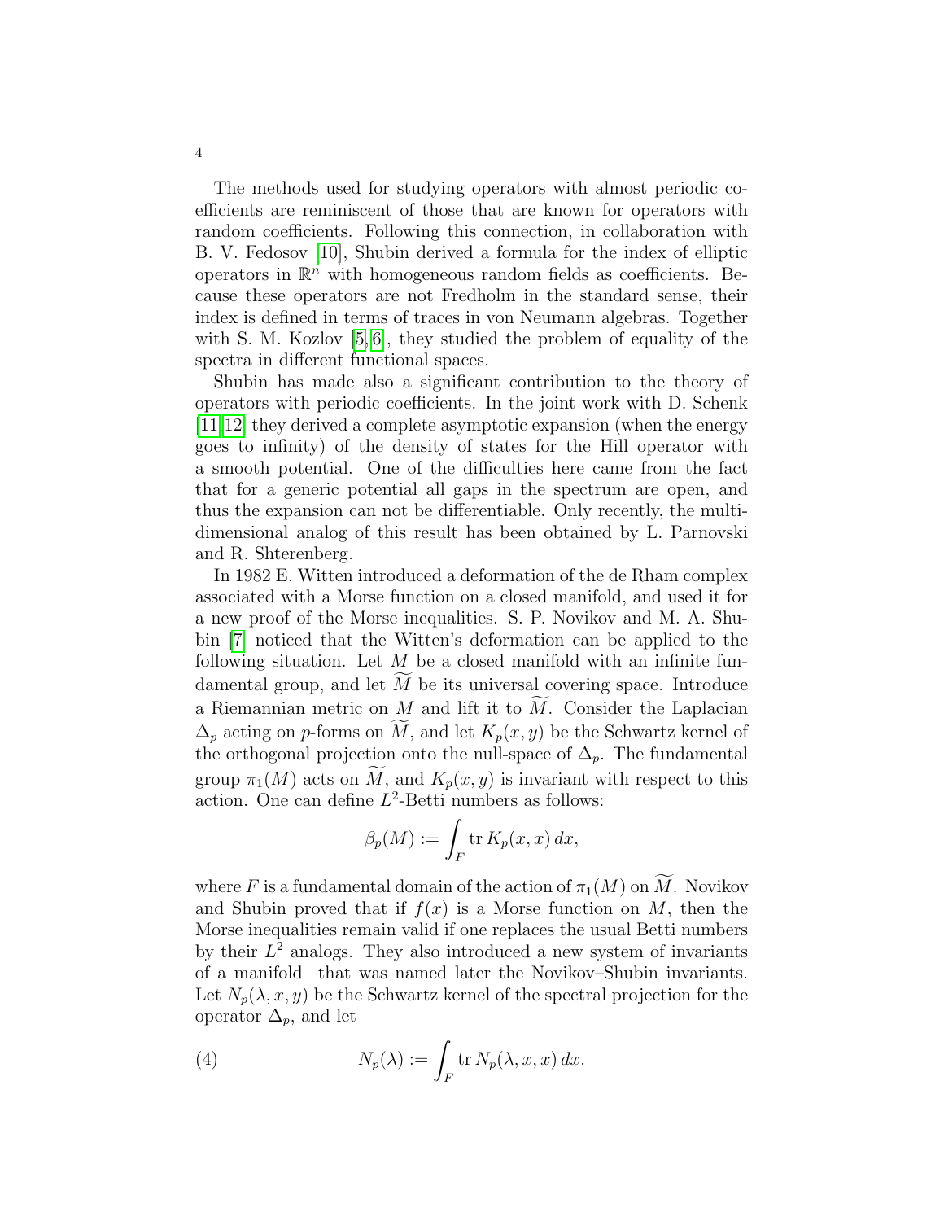The methods used for studying operators with almost periodic coefficients are reminiscent of those that are known for operators with random coefficients. Following this connection, in collaboration with B. V. Fedosov [10], Shubin derived a formula for the index of elliptic operators in $\mathbb{R}^n$ with homogeneous random fields as coefficients. Because these operators are not Fredholm in the standard sense, their index is defined in terms of traces in von Neumann algebras. Together with S. M. Kozlov [5,6], they studied the problem of equality of the spectra in different functional spaces.

Shubin has made also a significant contribution to the theory of operators with periodic coefficients. In the joint work with D. Schenk [11,12] they derived a complete asymptotic expansion (when the energy goes to infinity) of the density of states for the Hill operator with a smooth potential. One of the difficulties here came from the fact that for a generic potential all gaps in the spectrum are open, and thus the expansion can not be differentiable. Only recently, the multidimensional analog of this result has been obtained by L. Parnovski and R. Shterenberg.

In 1982 E. Witten introduced a deformation of the de Rham complex associated with a Morse function on a closed manifold, and used it for a new proof of the Morse inequalities. S. P. Novikov and M. A. Shubin [7] noticed that the Witten's deformation can be applied to the following situation. Let $M$ be a closed manifold with an infinite fundamental group, and let $\widetilde{M}$ be its universal covering space. Introduce a Riemannian metric on $M$ and lift it to $\widetilde{M}$. Consider the Laplacian $\Delta_p$ acting on $p$-forms on $\widetilde{M}$, and let $K_p(x, y)$ be the Schwartz kernel of the orthogonal projection onto the null-space of $\Delta_p$. The fundamental group $\pi_1(M)$ acts on $\widetilde{M}$, and $K_p(x, y)$ is invariant with respect to this action. One can define $L^2$-Betti numbers as follows:

$$\beta_p(M) := \int_F \operatorname{tr} K_p(x, x)\, dx,$$

where $F$ is a fundamental domain of the action of $\pi_1(M)$ on $\widetilde{M}$. Novikov and Shubin proved that if $f(x)$ is a Morse function on $M$, then the Morse inequalities remain valid if one replaces the usual Betti numbers by their $L^2$ analogs. They also introduced a new system of invariants of a manifold that was named later the Novikov–Shubin invariants. Let $N_p(\lambda, x, y)$ be the Schwartz kernel of the spectral projection for the operator $\Delta_p$, and let

$$N_p(\lambda) := \int_F \operatorname{tr} N_p(\lambda, x, x)\, dx. \tag{4}$$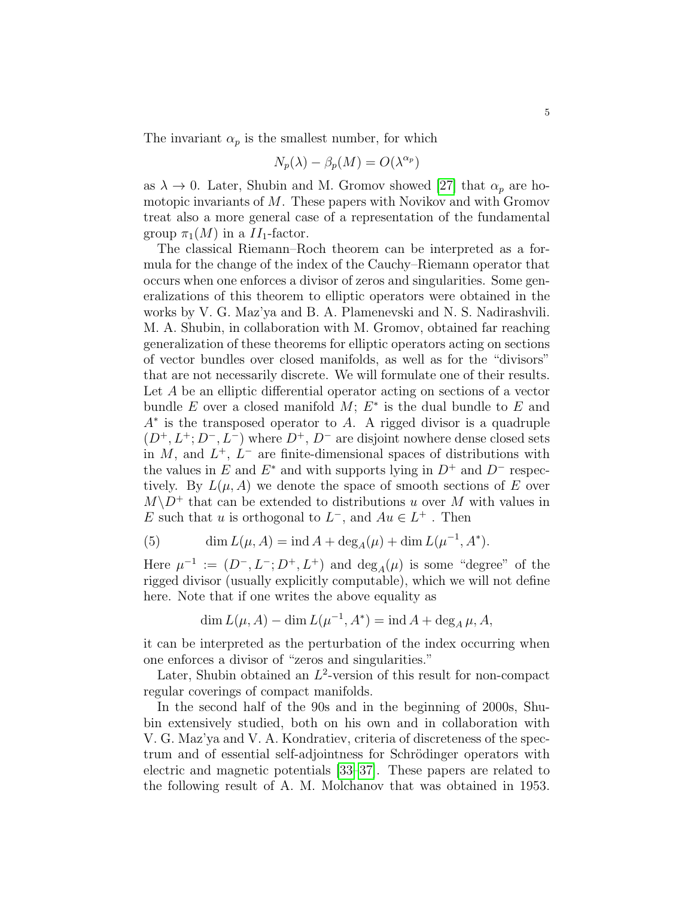The invariant $\alpha_p$ is the smallest number, for which

$$N_p(\lambda) - \beta_p(M) = O(\lambda^{\alpha_p})$$

as $\lambda \to 0$. Later, Shubin and M. Gromov showed [27] that $\alpha_p$ are homotopic invariants of $M$. These papers with Novikov and with Gromov treat also a more general case of a representation of the fundamental group $\pi_1(M)$ in a $II_1$-factor.

The classical Riemann–Roch theorem can be interpreted as a formula for the change of the index of the Cauchy–Riemann operator that occurs when one enforces a divisor of zeros and singularities. Some generalizations of this theorem to elliptic operators were obtained in the works by V. G. Maz'ya and B. A. Plamenevski and N. S. Nadirashvili. M. A. Shubin, in collaboration with M. Gromov, obtained far reaching generalization of these theorems for elliptic operators acting on sections of vector bundles over closed manifolds, as well as for the "divisors" that are not necessarily discrete. We will formulate one of their results. Let $A$ be an elliptic differential operator acting on sections of a vector bundle $E$ over a closed manifold $M$; $E^*$ is the dual bundle to $E$ and $A^*$ is the transposed operator to $A$. A rigged divisor is a quadruple $(D^+, L^+; D^-, L^-)$ where $D^+$, $D^-$ are disjoint nowhere dense closed sets in $M$, and $L^+$, $L^-$ are finite-dimensional spaces of distributions with the values in $E$ and $E^*$ and with supports lying in $D^+$ and $D^-$ respectively. By $L(\mu, A)$ we denote the space of smooth sections of $E$ over $M \backslash D^+$ that can be extended to distributions $u$ over $M$ with values in $E$ such that $u$ is orthogonal to $L^-$, and $Au \in L^+$ . Then

$$\dim L(\mu, A) = \operatorname{ind} A + \deg_A(\mu) + \dim L(\mu^{-1}, A^*). \tag{5}$$

Here $\mu^{-1} := (D^-, L^-; D^+, L^+)$ and $\deg_A(\mu)$ is some "degree" of the rigged divisor (usually explicitly computable), which we will not define here. Note that if one writes the above equality as

$$\dim L(\mu, A) - \dim L(\mu^{-1}, A^*) = \operatorname{ind} A + \deg_A \mu, A,$$

it can be interpreted as the perturbation of the index occurring when one enforces a divisor of "zeros and singularities."

Later, Shubin obtained an $L^2$-version of this result for non-compact regular coverings of compact manifolds.

In the second half of the 90s and in the beginning of 2000s, Shubin extensively studied, both on his own and in collaboration with V. G. Maz'ya and V. A. Kondratiev, criteria of discreteness of the spectrum and of essential self-adjointness for Schrödinger operators with electric and magnetic potentials [33–37]. These papers are related to the following result of A. M. Molchanov that was obtained in 1953.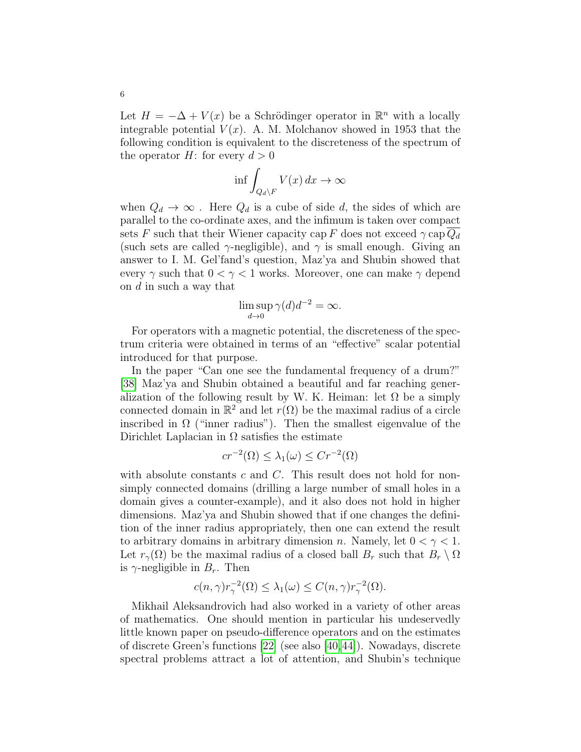Let $H = -\Delta + V(x)$ be a Schrödinger operator in $\mathbb{R}^n$ with a locally integrable potential $V(x)$. A. M. Molchanov showed in 1953 that the following condition is equivalent to the discreteness of the spectrum of the operator $H$: for every $d > 0$

$$\inf \int_{Q_d \setminus F} V(x)\, dx \to \infty$$

when $Q_d \to \infty$ . Here $Q_d$ is a cube of side $d$, the sides of which are parallel to the co-ordinate axes, and the infimum is taken over compact sets $F$ such that their Wiener capacity $\operatorname{cap} F$ does not exceed $\gamma \operatorname{cap} \overline{Q_d}$ (such sets are called $\gamma$-negligible), and $\gamma$ is small enough. Giving an answer to I. M. Gel'fand's question, Maz'ya and Shubin showed that every $\gamma$ such that $0 < \gamma < 1$ works. Moreover, one can make $\gamma$ depend on $d$ in such a way that

$$\limsup_{d \to 0} \gamma(d) d^{-2} = \infty.$$

For operators with a magnetic potential, the discreteness of the spectrum criteria were obtained in terms of an "effective" scalar potential introduced for that purpose.

In the paper "Can one see the fundamental frequency of a drum?" [38] Maz'ya and Shubin obtained a beautiful and far reaching generalization of the following result by W. K. Heiman: let $\Omega$ be a simply connected domain in $\mathbb{R}^2$ and let $r(\Omega)$ be the maximal radius of a circle inscribed in $\Omega$ ("inner radius"). Then the smallest eigenvalue of the Dirichlet Laplacian in $\Omega$ satisfies the estimate

$$cr^{-2}(\Omega) \leq \lambda_1(\omega) \leq Cr^{-2}(\Omega)$$

with absolute constants $c$ and $C$. This result does not hold for non-simply connected domains (drilling a large number of small holes in a domain gives a counter-example), and it also does not hold in higher dimensions. Maz'ya and Shubin showed that if one changes the definition of the inner radius appropriately, then one can extend the result to arbitrary domains in arbitrary dimension $n$. Namely, let $0 < \gamma < 1$. Let $r_\gamma(\Omega)$ be the maximal radius of a closed ball $B_r$ such that $B_r \setminus \Omega$ is $\gamma$-negligible in $B_r$. Then

$$c(n, \gamma) r_\gamma^{-2}(\Omega) \leq \lambda_1(\omega) \leq C(n, \gamma) r_\gamma^{-2}(\Omega).$$

Mikhail Aleksandrovich had also worked in a variety of other areas of mathematics. One should mention in particular his undeservedly little known paper on pseudo-difference operators and on the estimates of discrete Green's functions [22] (see also [40,44]). Nowadays, discrete spectral problems attract a lot of attention, and Shubin's technique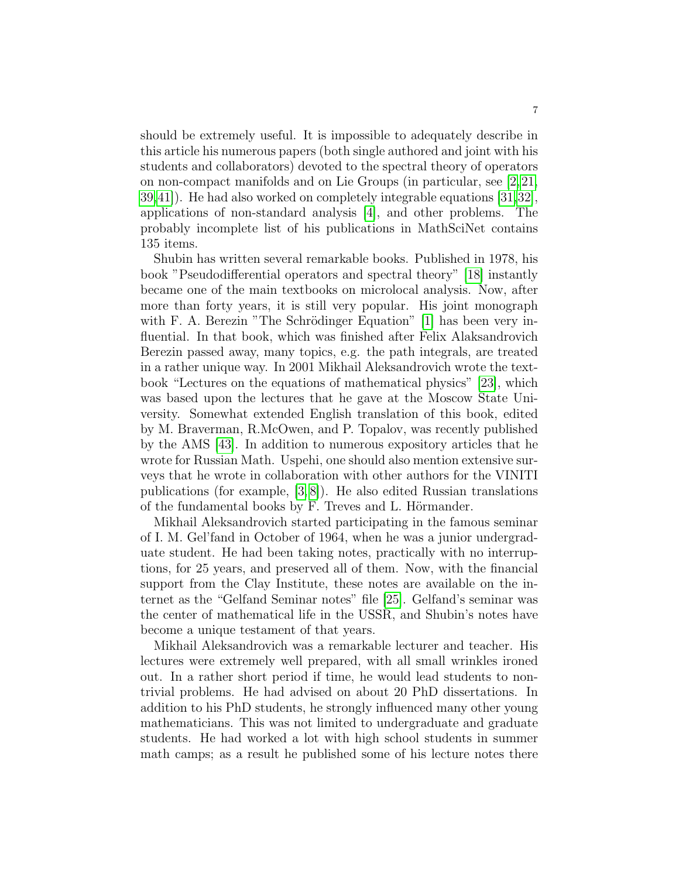should be extremely useful. It is impossible to adequately describe in this article his numerous papers (both single authored and joint with his students and collaborators) devoted to the spectral theory of operators on non-compact manifolds and on Lie Groups (in particular, see [2, 21, 39, 41]). He had also worked on completely integrable equations [31, 32], applications of non-standard analysis [4], and other problems. The probably incomplete list of his publications in MathSciNet contains 135 items.

Shubin has written several remarkable books. Published in 1978, his book "Pseudodifferential operators and spectral theory" [18] instantly became one of the main textbooks on microlocal analysis. Now, after more than forty years, it is still very popular. His joint monograph with F. A. Berezin "The Schrödinger Equation" [1] has been very influential. In that book, which was finished after Felix Alaksandrovich Berezin passed away, many topics, e.g. the path integrals, are treated in a rather unique way. In 2001 Mikhail Aleksandrovich wrote the textbook "Lectures on the equations of mathematical physics" [23], which was based upon the lectures that he gave at the Moscow State University. Somewhat extended English translation of this book, edited by M. Braverman, R.McOwen, and P. Topalov, was recently published by the AMS [43]. In addition to numerous expository articles that he wrote for Russian Math. Uspehi, one should also mention extensive surveys that he wrote in collaboration with other authors for the VINITI publications (for example, [3, 8]). He also edited Russian translations of the fundamental books by F. Treves and L. Hörmander.

Mikhail Aleksandrovich started participating in the famous seminar of I. M. Gel'fand in October of 1964, when he was a junior undergraduate student. He had been taking notes, practically with no interruptions, for 25 years, and preserved all of them. Now, with the financial support from the Clay Institute, these notes are available on the internet as the "Gelfand Seminar notes" file [25]. Gelfand's seminar was the center of mathematical life in the USSR, and Shubin's notes have become a unique testament of that years.

Mikhail Aleksandrovich was a remarkable lecturer and teacher. His lectures were extremely well prepared, with all small wrinkles ironed out. In a rather short period if time, he would lead students to nontrivial problems. He had advised on about 20 PhD dissertations. In addition to his PhD students, he strongly influenced many other young mathematicians. This was not limited to undergraduate and graduate students. He had worked a lot with high school students in summer math camps; as a result he published some of his lecture notes there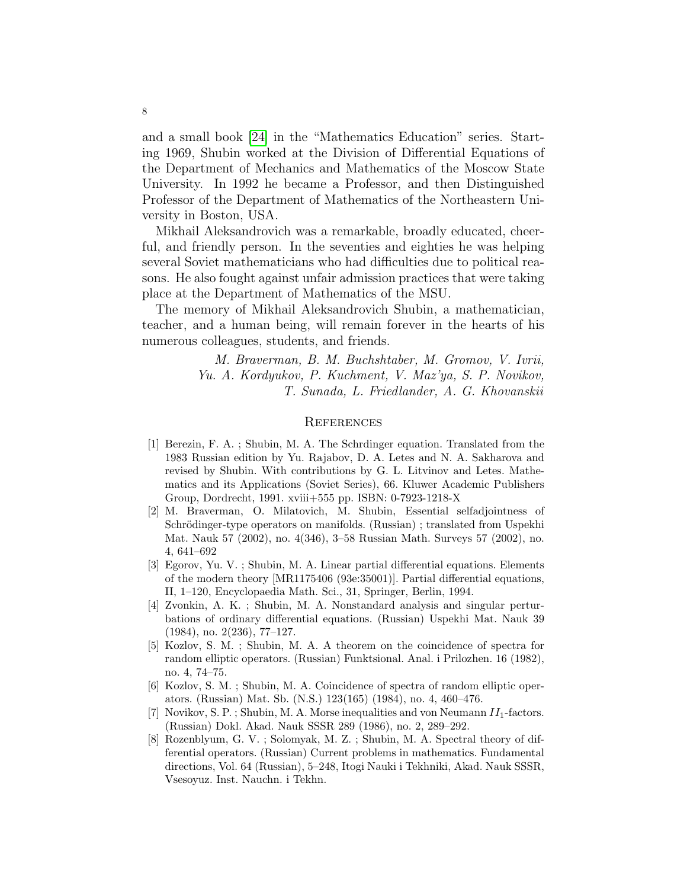and a small book [24] in the "Mathematics Education" series. Starting 1969, Shubin worked at the Division of Differential Equations of the Department of Mechanics and Mathematics of the Moscow State University. In 1992 he became a Professor, and then Distinguished Professor of the Department of Mathematics of the Northeastern University in Boston, USA.

Mikhail Aleksandrovich was a remarkable, broadly educated, cheerful, and friendly person. In the seventies and eighties he was helping several Soviet mathematicians who had difficulties due to political reasons. He also fought against unfair admission practices that were taking place at the Department of Mathematics of the MSU.

The memory of Mikhail Aleksandrovich Shubin, a mathematician, teacher, and a human being, will remain forever in the hearts of his numerous colleagues, students, and friends.

*M. Braverman, B. M. Buchshtaber, M. Gromov, V. Ivrii, Yu. A. Kordyukov, P. Kuchment, V. Maz'ya, S. P. Novikov, T. Sunada, L. Friedlander, A. G. Khovanskii*

## References

[1] Berezin, F. A. ; Shubin, M. A. The Schrdinger equation. Translated from the 1983 Russian edition by Yu. Rajabov, D. A. Letes and N. A. Sakharova and revised by Shubin. With contributions by G. L. Litvinov and Letes. Mathematics and its Applications (Soviet Series), 66. Kluwer Academic Publishers Group, Dordrecht, 1991. xviii+555 pp. ISBN: 0-7923-1218-X

[2] M. Braverman, O. Milatovich, M. Shubin, Essential selfadjointness of Schrödinger-type operators on manifolds. (Russian) ; translated from Uspekhi Mat. Nauk 57 (2002), no. 4(346), 3–58 Russian Math. Surveys 57 (2002), no. 4, 641–692

[3] Egorov, Yu. V. ; Shubin, M. A. Linear partial differential equations. Elements of the modern theory [MR1175406 (93e:35001)]. Partial differential equations, II, 1–120, Encyclopaedia Math. Sci., 31, Springer, Berlin, 1994.

[4] Zvonkin, A. K. ; Shubin, M. A. Nonstandard analysis and singular perturbations of ordinary differential equations. (Russian) Uspekhi Mat. Nauk 39 (1984), no. 2(236), 77–127.

[5] Kozlov, S. M. ; Shubin, M. A. A theorem on the coincidence of spectra for random elliptic operators. (Russian) Funktsional. Anal. i Prilozhen. 16 (1982), no. 4, 74–75.

[6] Kozlov, S. M. ; Shubin, M. A. Coincidence of spectra of random elliptic operators. (Russian) Mat. Sb. (N.S.) 123(165) (1984), no. 4, 460–476.

[7] Novikov, S. P. ; Shubin, M. A. Morse inequalities and von Neumann $II_1$-factors. (Russian) Dokl. Akad. Nauk SSSR 289 (1986), no. 2, 289–292.

[8] Rozenblyum, G. V. ; Solomyak, M. Z. ; Shubin, M. A. Spectral theory of differential operators. (Russian) Current problems in mathematics. Fundamental directions, Vol. 64 (Russian), 5–248, Itogi Nauki i Tekhniki, Akad. Nauk SSSR, Vsesoyuz. Inst. Nauchn. i Tekhn.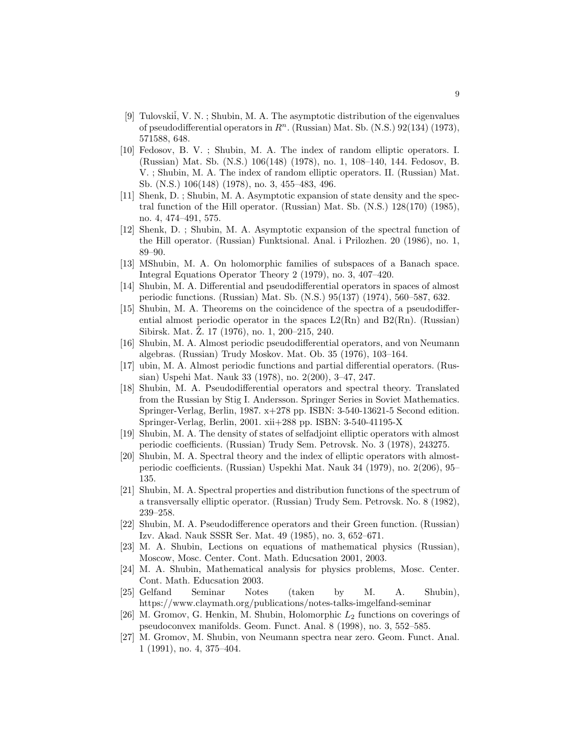[9] Tulovskiĭ, V. N. ; Shubin, M. A. The asymptotic distribution of the eigenvalues of pseudodifferential operators in $R^n$. (Russian) Mat. Sb. (N.S.) 92(134) (1973), 571588, 648.

[10] Fedosov, B. V. ; Shubin, M. A. The index of random elliptic operators. I. (Russian) Mat. Sb. (N.S.) 106(148) (1978), no. 1, 108–140, 144. Fedosov, B. V. ; Shubin, M. A. The index of random elliptic operators. II. (Russian) Mat. Sb. (N.S.) 106(148) (1978), no. 3, 455–483, 496.

[11] Shenk, D. ; Shubin, M. A. Asymptotic expansion of state density and the spectral function of the Hill operator. (Russian) Mat. Sb. (N.S.) 128(170) (1985), no. 4, 474–491, 575.

[12] Shenk, D. ; Shubin, M. A. Asymptotic expansion of the spectral function of the Hill operator. (Russian) Funktsional. Anal. i Prilozhen. 20 (1986), no. 1, 89–90.

[13] MShubin, M. A. On holomorphic families of subspaces of a Banach space. Integral Equations Operator Theory 2 (1979), no. 3, 407–420.

[14] Shubin, M. A. Differential and pseudodifferential operators in spaces of almost periodic functions. (Russian) Mat. Sb. (N.S.) 95(137) (1974), 560–587, 632.

[15] Shubin, M. A. Theorems on the coincidence of the spectra of a pseudodifferential almost periodic operator in the spaces L2(Rn) and B2(Rn). (Russian) Sibirsk. Mat. Ž. 17 (1976), no. 1, 200–215, 240.

[16] Shubin, M. A. Almost periodic pseudodifferential operators, and von Neumann algebras. (Russian) Trudy Moskov. Mat. Ob. 35 (1976), 103–164.

[17] ubin, M. A. Almost periodic functions and partial differential operators. (Russian) Uspehi Mat. Nauk 33 (1978), no. 2(200), 3–47, 247.

[18] Shubin, M. A. Pseudodifferential operators and spectral theory. Translated from the Russian by Stig I. Andersson. Springer Series in Soviet Mathematics. Springer-Verlag, Berlin, 1987. x+278 pp. ISBN: 3-540-13621-5 Second edition. Springer-Verlag, Berlin, 2001. xii+288 pp. ISBN: 3-540-41195-X

[19] Shubin, M. A. The density of states of selfadjoint elliptic operators with almost periodic coefficients. (Russian) Trudy Sem. Petrovsk. No. 3 (1978), 243275.

[20] Shubin, M. A. Spectral theory and the index of elliptic operators with almost-periodic coefficients. (Russian) Uspekhi Mat. Nauk 34 (1979), no. 2(206), 95–135.

[21] Shubin, M. A. Spectral properties and distribution functions of the spectrum of a transversally elliptic operator. (Russian) Trudy Sem. Petrovsk. No. 8 (1982), 239–258.

[22] Shubin, M. A. Pseudodifference operators and their Green function. (Russian) Izv. Akad. Nauk SSSR Ser. Mat. 49 (1985), no. 3, 652–671.

[23] M. A. Shubin, Lections on equations of mathematical physics (Russian), Moscow, Mosc. Center. Cont. Math. Educsation 2001, 2003.

[24] M. A. Shubin, Mathematical analysis for physics problems, Mosc. Center. Cont. Math. Educsation 2003.

[25] Gelfand Seminar Notes (taken by M. A. Shubin), https://www.claymath.org/publications/notes-talks-imgelfand-seminar

[26] M. Gromov, G. Henkin, M. Shubin, Holomorphic $L_2$ functions on coverings of pseudoconvex manifolds. Geom. Funct. Anal. 8 (1998), no. 3, 552–585.

[27] M. Gromov, M. Shubin, von Neumann spectra near zero. Geom. Funct. Anal. 1 (1991), no. 4, 375–404.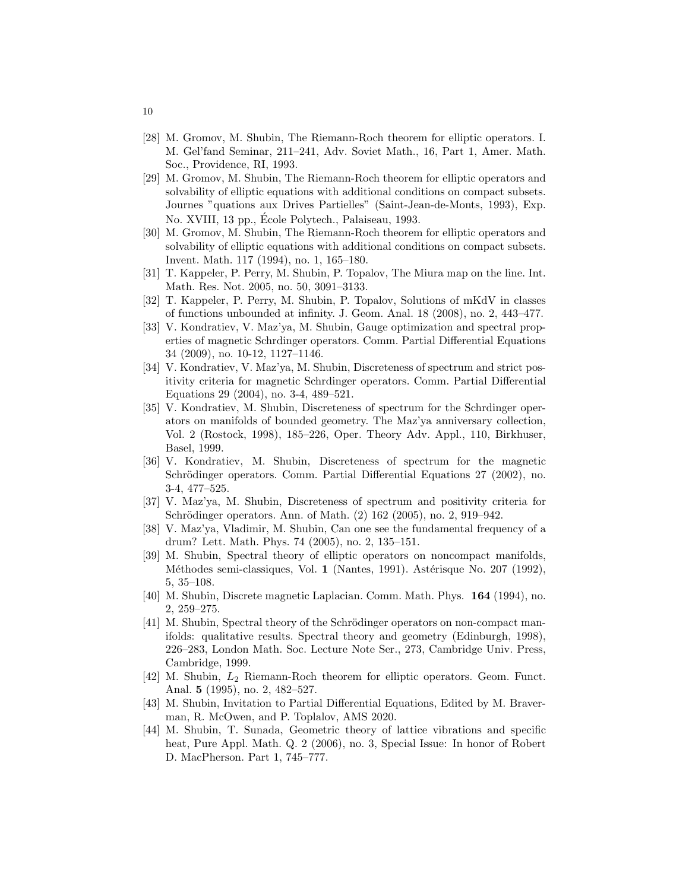[28] M. Gromov, M. Shubin, The Riemann-Roch theorem for elliptic operators. I. M. Gel'fand Seminar, 211–241, Adv. Soviet Math., 16, Part 1, Amer. Math. Soc., Providence, RI, 1993.

[29] M. Gromov, M. Shubin, The Riemann-Roch theorem for elliptic operators and solvability of elliptic equations with additional conditions on compact subsets. Journes "quations aux Drives Partielles" (Saint-Jean-de-Monts, 1993), Exp. No. XVIII, 13 pp., École Polytech., Palaiseau, 1993.

[30] M. Gromov, M. Shubin, The Riemann-Roch theorem for elliptic operators and solvability of elliptic equations with additional conditions on compact subsets. Invent. Math. 117 (1994), no. 1, 165–180.

[31] T. Kappeler, P. Perry, M. Shubin, P. Topalov, The Miura map on the line. Int. Math. Res. Not. 2005, no. 50, 3091–3133.

[32] T. Kappeler, P. Perry, M. Shubin, P. Topalov, Solutions of mKdV in classes of functions unbounded at infinity. J. Geom. Anal. 18 (2008), no. 2, 443–477.

[33] V. Kondratiev, V. Maz'ya, M. Shubin, Gauge optimization and spectral properties of magnetic Schrdinger operators. Comm. Partial Differential Equations 34 (2009), no. 10-12, 1127–1146.

[34] V. Kondratiev, V. Maz'ya, M. Shubin, Discreteness of spectrum and strict positivity criteria for magnetic Schrdinger operators. Comm. Partial Differential Equations 29 (2004), no. 3-4, 489–521.

[35] V. Kondratiev, M. Shubin, Discreteness of spectrum for the Schrdinger operators on manifolds of bounded geometry. The Maz'ya anniversary collection, Vol. 2 (Rostock, 1998), 185–226, Oper. Theory Adv. Appl., 110, Birkhuser, Basel, 1999.

[36] V. Kondratiev, M. Shubin, Discreteness of spectrum for the magnetic Schrödinger operators. Comm. Partial Differential Equations 27 (2002), no. 3-4, 477–525.

[37] V. Maz'ya, M. Shubin, Discreteness of spectrum and positivity criteria for Schrödinger operators. Ann. of Math. (2) 162 (2005), no. 2, 919–942.

[38] V. Maz'ya, Vladimir, M. Shubin, Can one see the fundamental frequency of a drum? Lett. Math. Phys. 74 (2005), no. 2, 135–151.

[39] M. Shubin, Spectral theory of elliptic operators on noncompact manifolds, Méthodes semi-classiques, Vol. **1** (Nantes, 1991). Astérisque No. 207 (1992), 5, 35–108.

[40] M. Shubin, Discrete magnetic Laplacian. Comm. Math. Phys. **164** (1994), no. 2, 259–275.

[41] M. Shubin, Spectral theory of the Schrödinger operators on non-compact manifolds: qualitative results. Spectral theory and geometry (Edinburgh, 1998), 226–283, London Math. Soc. Lecture Note Ser., 273, Cambridge Univ. Press, Cambridge, 1999.

[42] M. Shubin, $L_2$ Riemann-Roch theorem for elliptic operators. Geom. Funct. Anal. **5** (1995), no. 2, 482–527.

[43] M. Shubin, Invitation to Partial Differential Equations, Edited by M. Braverman, R. McOwen, and P. Toplalov, AMS 2020.

[44] M. Shubin, T. Sunada, Geometric theory of lattice vibrations and specific heat, Pure Appl. Math. Q. 2 (2006), no. 3, Special Issue: In honor of Robert D. MacPherson. Part 1, 745–777.